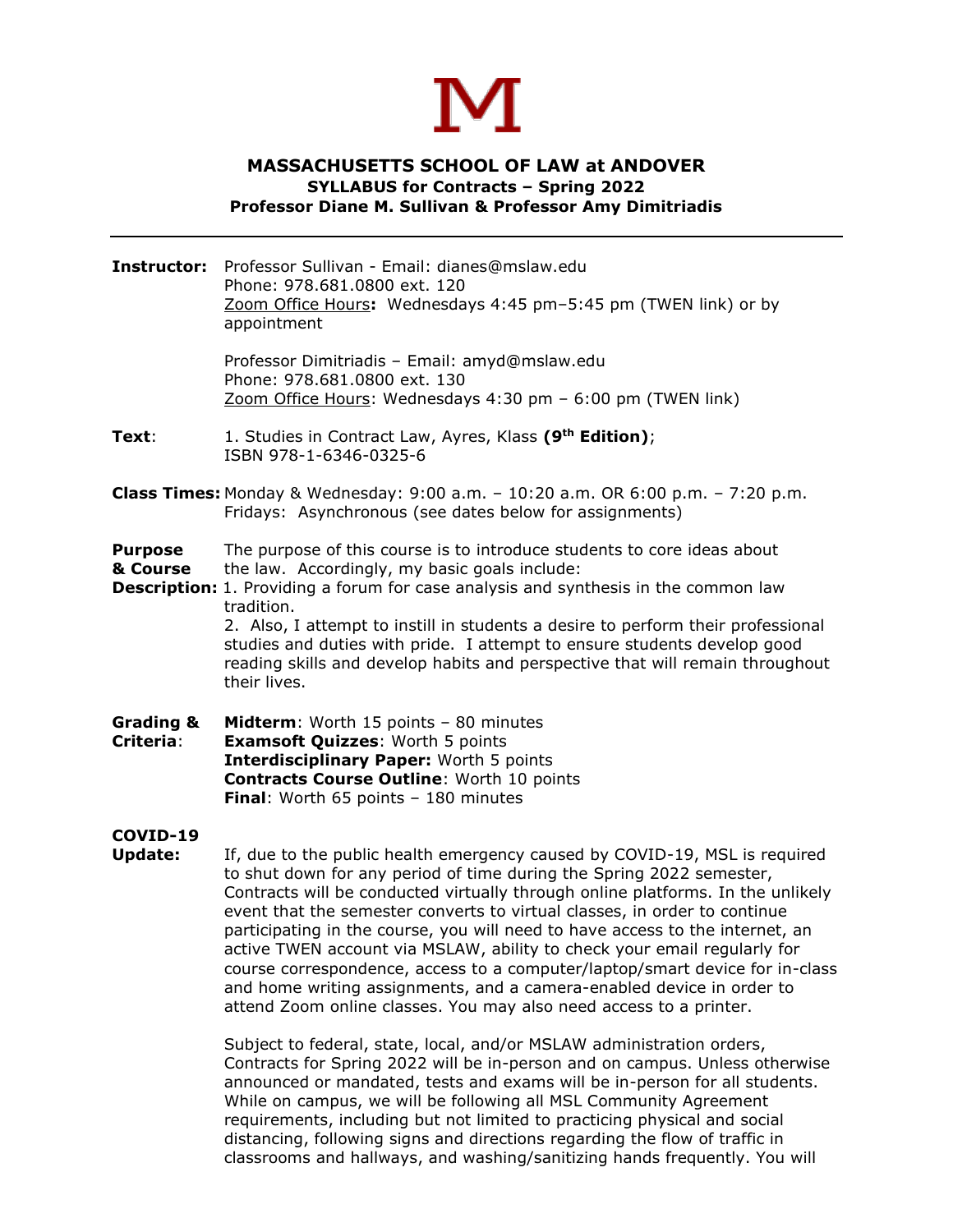M

# MASSACHUSETTS SCHOOL OF LAW at ANDOVER
## SYLLABUS for Contracts – Spring 2022
### Professor Diane M. Sullivan & Professor Amy Dimitriadis

---

**Instructor:** Professor Sullivan - Email: dianes@mslaw.edu
Phone: 978.681.0800 ext. 120
Zoom Office Hours**:** Wednesdays 4:45 pm–5:45 pm (TWEN link) or by appointment

Professor Dimitriadis – Email: amyd@mslaw.edu
Phone: 978.681.0800 ext. 130
Zoom Office Hours: Wednesdays 4:30 pm – 6:00 pm (TWEN link)

**Text**: 1. Studies in Contract Law, Ayres, Klass **(9th Edition)**;
ISBN 978-1-6346-0325-6

**Class Times:** Monday & Wednesday: 9:00 a.m. – 10:20 a.m. OR 6:00 p.m. – 7:20 p.m.
Fridays: Asynchronous (see dates below for assignments)

**Purpose & Course Description:** The purpose of this course is to introduce students to core ideas about the law. Accordingly, my basic goals include:
1. Providing a forum for case analysis and synthesis in the common law tradition.
2. Also, I attempt to instill in students a desire to perform their professional studies and duties with pride. I attempt to ensure students develop good reading skills and develop habits and perspective that will remain throughout their lives.

**Grading & Criteria**:
**Midterm**: Worth 15 points – 80 minutes
**Examsoft Quizzes**: Worth 5 points
**Interdisciplinary Paper:** Worth 5 points
**Contracts Course Outline**: Worth 10 points
**Final**: Worth 65 points – 180 minutes

**COVID-19 Update:** If, due to the public health emergency caused by COVID-19, MSL is required to shut down for any period of time during the Spring 2022 semester, Contracts will be conducted virtually through online platforms. In the unlikely event that the semester converts to virtual classes, in order to continue participating in the course, you will need to have access to the internet, an active TWEN account via MSLAW, ability to check your email regularly for course correspondence, access to a computer/laptop/smart device for in-class and home writing assignments, and a camera-enabled device in order to attend Zoom online classes. You may also need access to a printer.

Subject to federal, state, local, and/or MSLAW administration orders, Contracts for Spring 2022 will be in-person and on campus. Unless otherwise announced or mandated, tests and exams will be in-person for all students. While on campus, we will be following all MSL Community Agreement requirements, including but not limited to practicing physical and social distancing, following signs and directions regarding the flow of traffic in classrooms and hallways, and washing/sanitizing hands frequently. You will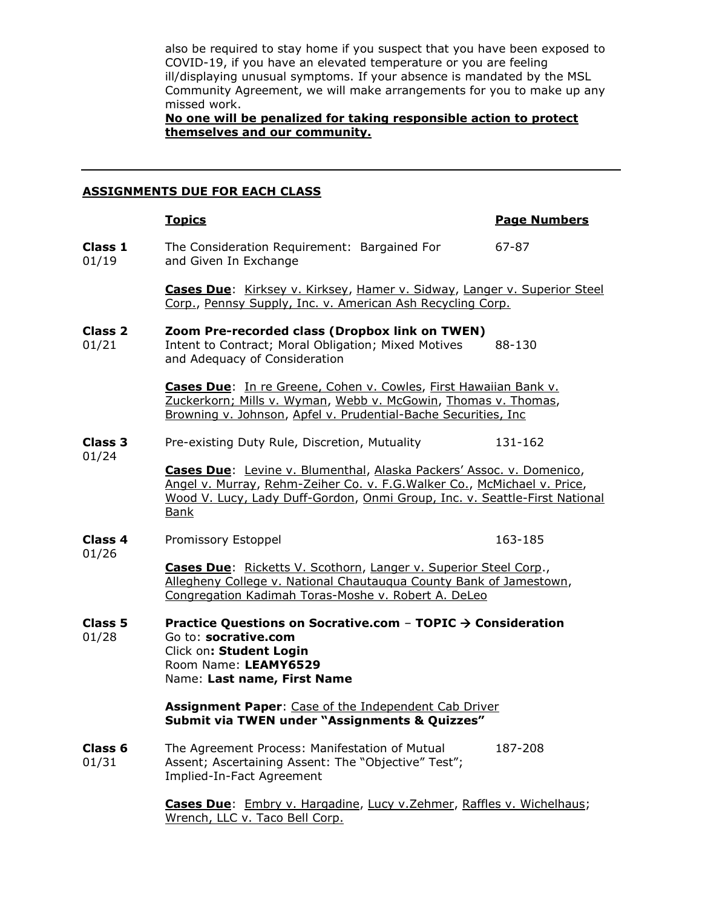also be required to stay home if you suspect that you have been exposed to COVID-19, if you have an elevated temperature or you are feeling ill/displaying unusual symptoms. If your absence is mandated by the MSL Community Agreement, we will make arrangements for you to make up any missed work.
**No one will be penalized for taking responsible action to protect themselves and our community.**

---

## ASSIGNMENTS DUE FOR EACH CLASS

| | Topics | Page Numbers |
|---|---|---|
| **Class 1** 01/19 | The Consideration Requirement: Bargained For and Given In Exchange | 67-87 |
| | **Cases Due**: Kirksey v. Kirksey, Hamer v. Sidway, Langer v. Superior Steel Corp., Pennsy Supply, Inc. v. American Ash Recycling Corp. | |
| **Class 2** 01/21 | **Zoom Pre-recorded class (Dropbox link on TWEN)** Intent to Contract; Moral Obligation; Mixed Motives and Adequacy of Consideration | 88-130 |
| | **Cases Due**: In re Greene, Cohen v. Cowles, First Hawaiian Bank v. Zuckerkorn; Mills v. Wyman, Webb v. McGowin, Thomas v. Thomas, Browning v. Johnson, Apfel v. Prudential-Bache Securities, Inc | |
| **Class 3** 01/24 | Pre-existing Duty Rule, Discretion, Mutuality | 131-162 |
| | **Cases Due**: Levine v. Blumenthal, Alaska Packers' Assoc. v. Domenico, Angel v. Murray, Rehm-Zeiher Co. v. F.G.Walker Co., McMichael v. Price, Wood V. Lucy, Lady Duff-Gordon, Onmi Group, Inc. v. Seattle-First National Bank | |
| **Class 4** 01/26 | Promissory Estoppel | 163-185 |
| | **Cases Due**: Ricketts V. Scothorn, Langer v. Superior Steel Corp., Allegheny College v. National Chautauqua County Bank of Jamestown, Congregation Kadimah Toras-Moshe v. Robert A. DeLeo | |
| **Class 5** 01/28 | **Practice Questions on Socrative.com – TOPIC → Consideration** Go to: **socrative.com** Click on**: Student Login** Room Name: **LEAMY6529** Name: **Last name, First Name** | |
| | **Assignment Paper**: Case of the Independent Cab Driver **Submit via TWEN under "Assignments & Quizzes"** | |
| **Class 6** 01/31 | The Agreement Process: Manifestation of Mutual Assent; Ascertaining Assent: The "Objective" Test"; Implied-In-Fact Agreement | 187-208 |
| | **Cases Due**: Embry v. Hargadine, Lucy v.Zehmer, Raffles v. Wichelhaus; Wrench, LLC v. Taco Bell Corp. | |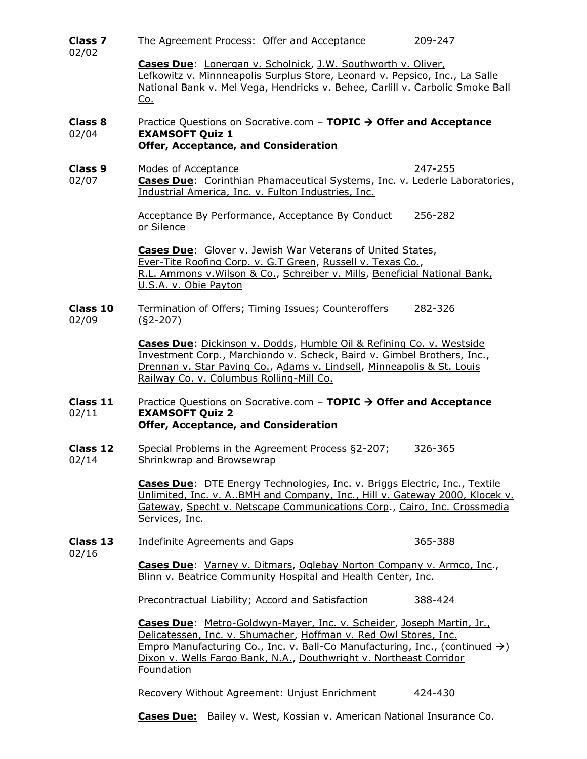**Class 7** 02/02 — The Agreement Process: Offer and Acceptance — 209-247

**Cases Due**: Lonergan v. Scholnick, J.W. Southworth v. Oliver, Lefkowitz v. Minnneapolis Surplus Store, Leonard v. Pepsico, Inc., La Salle National Bank v. Mel Vega, Hendricks v. Behee, Carlill v. Carbolic Smoke Ball Co.

**Class 8** 02/04 — Practice Questions on Socrative.com – **TOPIC → Offer and Acceptance**
**EXAMSOFT Quiz 1**
**Offer, Acceptance, and Consideration**

**Class 9** 02/07 — Modes of Acceptance — 247-255

**Cases Due**: Corinthian Phamaceutical Systems, Inc. v. Lederle Laboratories, Industrial America, Inc. v. Fulton Industries, Inc.

Acceptance By Performance, Acceptance By Conduct or Silence — 256-282

**Cases Due**: Glover v. Jewish War Veterans of United States, Ever-Tite Roofing Corp. v. G.T Green, Russell v. Texas Co., R.L. Ammons v.Wilson & Co., Schreiber v. Mills, Beneficial National Bank, U.S.A. v. Obie Payton

**Class 10** 02/09 — Termination of Offers; Timing Issues; Counteroffers (§2-207) — 282-326

**Cases Due**: Dickinson v. Dodds, Humble Oil & Refining Co. v. Westside Investment Corp., Marchiondo v. Scheck, Baird v. Gimbel Brothers, Inc., Drennan v. Star Paving Co., Adams v. Lindsell, Minneapolis & St. Louis Railway Co. v. Columbus Rolling-Mill Co.

**Class 11** 02/11 — Practice Questions on Socrative.com – **TOPIC → Offer and Acceptance**
**EXAMSOFT Quiz 2**
**Offer, Acceptance, and Consideration**

**Class 12** 02/14 — Special Problems in the Agreement Process §2-207; Shrinkwrap and Browsewrap — 326-365

**Cases Due**: DTE Energy Technologies, Inc. v. Briggs Electric, Inc., Textile Unlimited, Inc. v. A..BMH and Company, Inc., Hill v. Gateway 2000, Klocek v. Gateway, Specht v. Netscape Communications Corp., Cairo, Inc. Crossmedia Services, Inc.

**Class 13** 02/16 — Indefinite Agreements and Gaps — 365-388

**Cases Due**: Varney v. Ditmars, Oglebay Norton Company v. Armco, Inc., Blinn v. Beatrice Community Hospital and Health Center, Inc.

Precontractual Liability; Accord and Satisfaction — 388-424

**Cases Due**: Metro-Goldwyn-Mayer, Inc. v. Scheider, Joseph Martin, Jr., Delicatessen, Inc. v. Shumacher, Hoffman v. Red Owl Stores, Inc. Empro Manufacturing Co., Inc. v. Ball-Co Manufacturing, Inc., (continued →) Dixon v. Wells Fargo Bank, N.A., Douthwright v. Northeast Corridor Foundation

Recovery Without Agreement: Unjust Enrichment — 424-430

**Cases Due:** Bailey v. West, Kossian v. American National Insurance Co.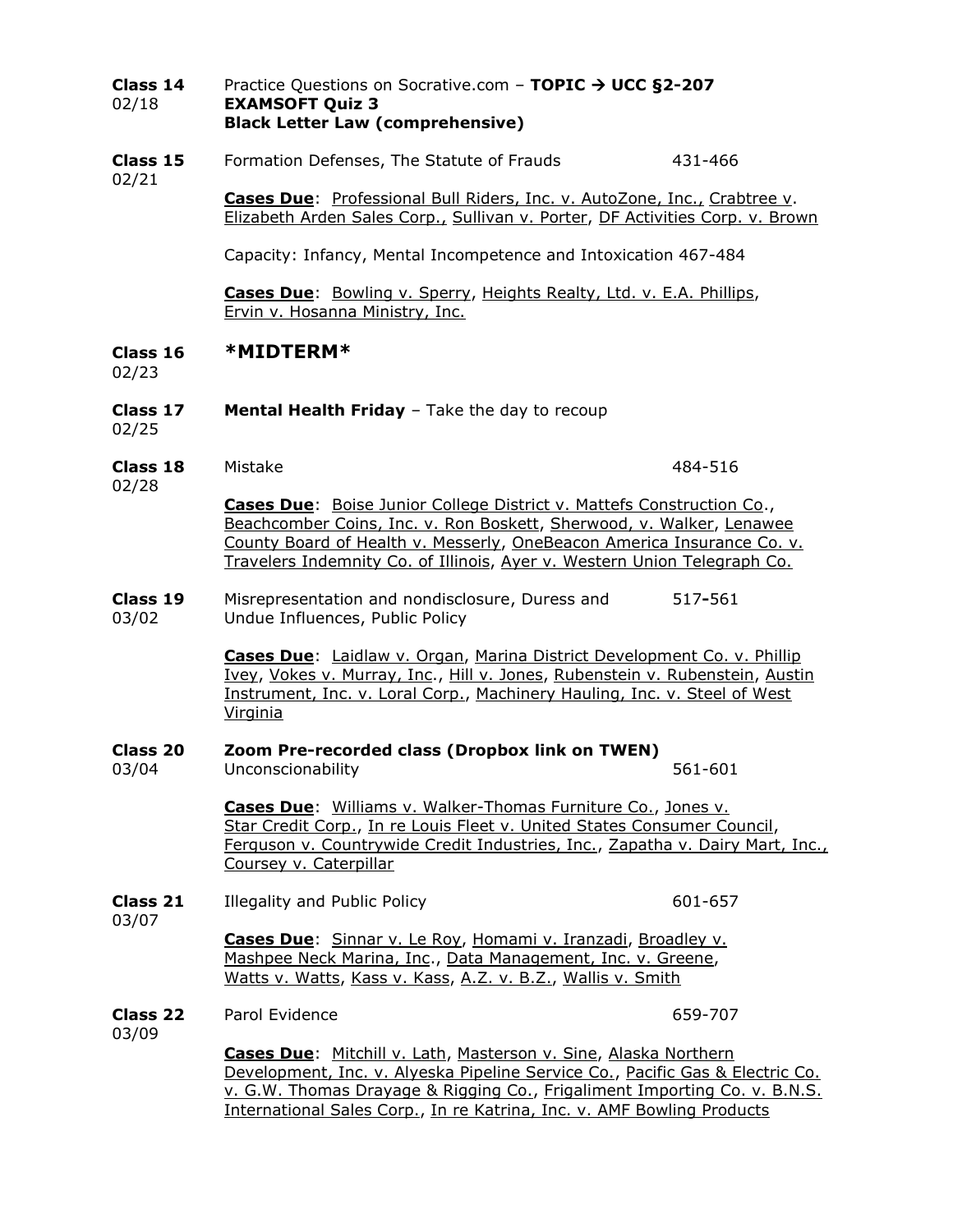**Class 14** 02/18 — Practice Questions on Socrative.com – **TOPIC → UCC §2-207**
**EXAMSOFT Quiz 3**
**Black Letter Law (comprehensive)**

**Class 15** 02/21 — Formation Defenses, The Statute of Frauds — 431-466

**Cases Due**: Professional Bull Riders, Inc. v. AutoZone, Inc., Crabtree v. Elizabeth Arden Sales Corp., Sullivan v. Porter, DF Activities Corp. v. Brown

Capacity: Infancy, Mental Incompetence and Intoxication 467-484

**Cases Due**: Bowling v. Sperry, Heights Realty, Ltd. v. E.A. Phillips, Ervin v. Hosanna Ministry, Inc.

**Class 16** 02/23 — ***MIDTERM***

**Class 17** 02/25 — **Mental Health Friday** – Take the day to recoup

**Class 18** 02/28 — Mistake — 484-516

**Cases Due**: Boise Junior College District v. Mattefs Construction Co., Beachcomber Coins, Inc. v. Ron Boskett, Sherwood, v. Walker, Lenawee County Board of Health v. Messerly, OneBeacon America Insurance Co. v. Travelers Indemnity Co. of Illinois, Ayer v. Western Union Telegraph Co.

**Class 19** 03/02 — Misrepresentation and nondisclosure, Duress and Undue Influences, Public Policy — 517-561

**Cases Due**: Laidlaw v. Organ, Marina District Development Co. v. Phillip Ivey, Vokes v. Murray, Inc., Hill v. Jones, Rubenstein v. Rubenstein, Austin Instrument, Inc. v. Loral Corp., Machinery Hauling, Inc. v. Steel of West Virginia

**Class 20** 03/04 — **Zoom Pre-recorded class (Dropbox link on TWEN)**
Unconscionability — 561-601

**Cases Due**: Williams v. Walker-Thomas Furniture Co., Jones v. Star Credit Corp., In re Louis Fleet v. United States Consumer Council, Ferguson v. Countrywide Credit Industries, Inc., Zapatha v. Dairy Mart, Inc., Coursey v. Caterpillar

**Class 21** 03/07 — Illegality and Public Policy — 601-657

**Cases Due**: Sinnar v. Le Roy, Homami v. Iranzadi, Broadley v. Mashpee Neck Marina, Inc., Data Management, Inc. v. Greene, Watts v. Watts, Kass v. Kass, A.Z. v. B.Z., Wallis v. Smith

**Class 22** 03/09 — Parol Evidence — 659-707

**Cases Due**: Mitchill v. Lath, Masterson v. Sine, Alaska Northern Development, Inc. v. Alyeska Pipeline Service Co., Pacific Gas & Electric Co. v. G.W. Thomas Drayage & Rigging Co., Frigaliment Importing Co. v. B.N.S. International Sales Corp., In re Katrina, Inc. v. AMF Bowling Products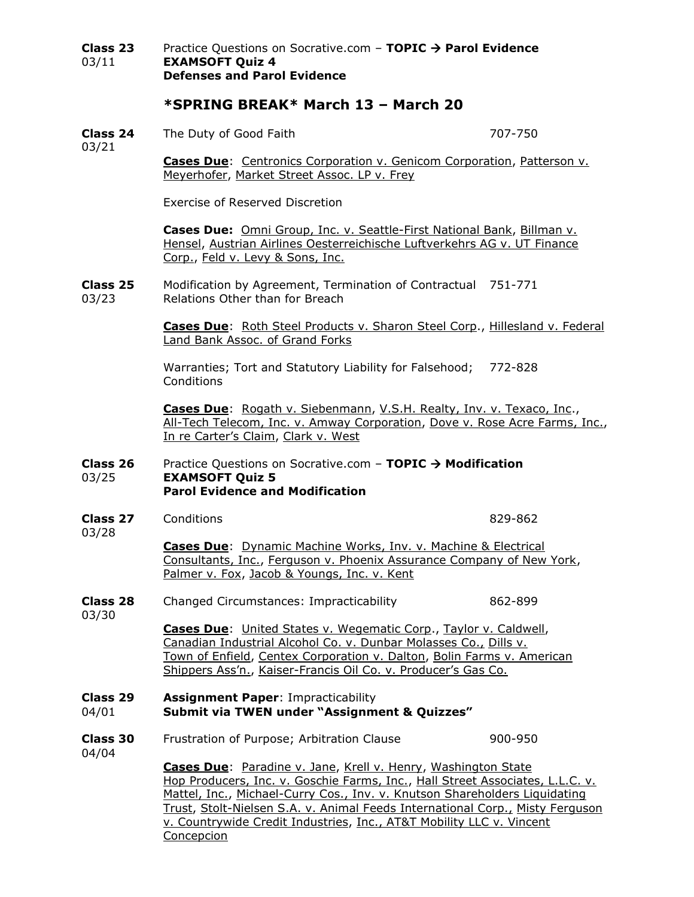**Class 23** 03/11 — Practice Questions on Socrative.com – **TOPIC → Parol Evidence**
**EXAMSOFT Quiz 4**
**Defenses and Parol Evidence**

## *SPRING BREAK* March 13 – March 20

**Class 24** 03/21 — The Duty of Good Faith — 707-750

**Cases Due**: Centronics Corporation v. Genicom Corporation, Patterson v. Meyerhofer, Market Street Assoc. LP v. Frey

Exercise of Reserved Discretion

**Cases Due:** Omni Group, Inc. v. Seattle-First National Bank, Billman v. Hensel, Austrian Airlines Oesterreichische Luftverkehrs AG v. UT Finance Corp., Feld v. Levy & Sons, Inc.

**Class 25** 03/23 — Modification by Agreement, Termination of Contractual Relations Other than for Breach — 751-771

**Cases Due**: Roth Steel Products v. Sharon Steel Corp., Hillesland v. Federal Land Bank Assoc. of Grand Forks

Warranties; Tort and Statutory Liability for Falsehood; Conditions — 772-828

**Cases Due**: Rogath v. Siebenmann, V.S.H. Realty, Inv. v. Texaco, Inc., All-Tech Telecom, Inc. v. Amway Corporation, Dove v. Rose Acre Farms, Inc., In re Carter's Claim, Clark v. West

**Class 26** 03/25 — Practice Questions on Socrative.com – **TOPIC → Modification**
**EXAMSOFT Quiz 5**
**Parol Evidence and Modification**

**Class 27** 03/28 — Conditions — 829-862

**Cases Due**: Dynamic Machine Works, Inv. v. Machine & Electrical Consultants, Inc., Ferguson v. Phoenix Assurance Company of New York, Palmer v. Fox, Jacob & Youngs, Inc. v. Kent

**Class 28** 03/30 — Changed Circumstances: Impracticability — 862-899

**Cases Due**: United States v. Wegematic Corp., Taylor v. Caldwell, Canadian Industrial Alcohol Co. v. Dunbar Molasses Co., Dills v. Town of Enfield, Centex Corporation v. Dalton, Bolin Farms v. American Shippers Ass'n., Kaiser-Francis Oil Co. v. Producer's Gas Co.

**Class 29** 04/01 — **Assignment Paper**: Impracticability
**Submit via TWEN under "Assignment & Quizzes"**

**Class 30** 04/04 — Frustration of Purpose; Arbitration Clause — 900-950

**Cases Due**: Paradine v. Jane, Krell v. Henry, Washington State Hop Producers, Inc. v. Goschie Farms, Inc., Hall Street Associates, L.L.C. v. Mattel, Inc., Michael-Curry Cos., Inv. v. Knutson Shareholders Liquidating Trust, Stolt-Nielsen S.A. v. Animal Feeds International Corp., Misty Ferguson v. Countrywide Credit Industries, Inc., AT&T Mobility LLC v. Vincent Concepcion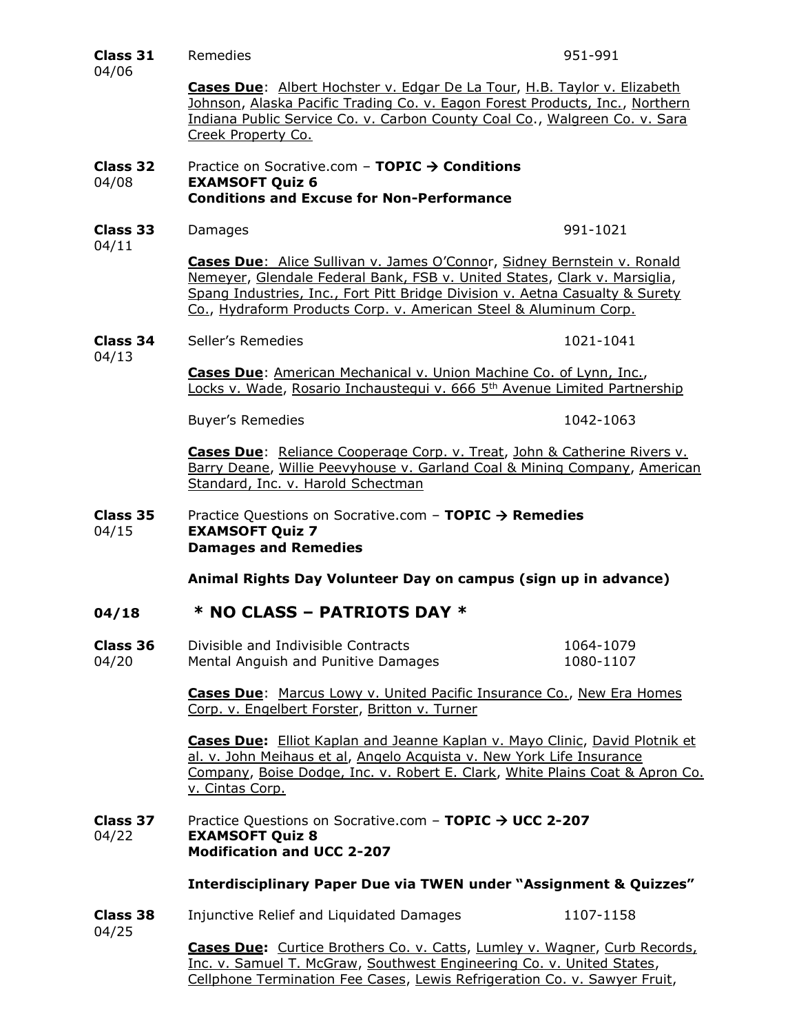**Class 31** 04/06 — Remedies — 951-991

**Cases Due**: Albert Hochster v. Edgar De La Tour, H.B. Taylor v. Elizabeth Johnson, Alaska Pacific Trading Co. v. Eagon Forest Products, Inc., Northern Indiana Public Service Co. v. Carbon County Coal Co., Walgreen Co. v. Sara Creek Property Co.

**Class 32** 04/08 — Practice on Socrative.com – **TOPIC → Conditions**
**EXAMSOFT Quiz 6**
**Conditions and Excuse for Non-Performance**

**Class 33** 04/11 — Damages — 991-1021

**Cases Due**: Alice Sullivan v. James O'Connor, Sidney Bernstein v. Ronald Nemeyer, Glendale Federal Bank, FSB v. United States, Clark v. Marsiglia, Spang Industries, Inc., Fort Pitt Bridge Division v. Aetna Casualty & Surety Co., Hydraform Products Corp. v. American Steel & Aluminum Corp.

**Class 34** 04/13 — Seller's Remedies — 1021-1041

**Cases Due**: American Mechanical v. Union Machine Co. of Lynn, Inc., Locks v. Wade, Rosario Inchaustegui v. 666 5th Avenue Limited Partnership

Buyer's Remedies — 1042-1063

**Cases Due**: Reliance Cooperage Corp. v. Treat, John & Catherine Rivers v. Barry Deane, Willie Peevyhouse v. Garland Coal & Mining Company, American Standard, Inc. v. Harold Schectman

**Class 35** 04/15 — Practice Questions on Socrative.com – **TOPIC → Remedies**
**EXAMSOFT Quiz 7**
**Damages and Remedies**

**Animal Rights Day Volunteer Day on campus (sign up in advance)**

**04/18 — * NO CLASS – PATRIOTS DAY ***

**Class 36** 04/20 — Divisible and Indivisible Contracts — 1064-1079
Mental Anguish and Punitive Damages — 1080-1107

**Cases Due**: Marcus Lowy v. United Pacific Insurance Co., New Era Homes Corp. v. Engelbert Forster, Britton v. Turner

**Cases Due:** Elliot Kaplan and Jeanne Kaplan v. Mayo Clinic, David Plotnik et al. v. John Meihaus et al, Angelo Acquista v. New York Life Insurance Company, Boise Dodge, Inc. v. Robert E. Clark, White Plains Coat & Apron Co. v. Cintas Corp.

**Class 37** 04/22 — Practice Questions on Socrative.com – **TOPIC → UCC 2-207**
**EXAMSOFT Quiz 8**
**Modification and UCC 2-207**

**Interdisciplinary Paper Due via TWEN under "Assignment & Quizzes"**

**Class 38** 04/25 — Injunctive Relief and Liquidated Damages — 1107-1158

**Cases Due:** Curtice Brothers Co. v. Catts, Lumley v. Wagner, Curb Records, Inc. v. Samuel T. McGraw, Southwest Engineering Co. v. United States, Cellphone Termination Fee Cases, Lewis Refrigeration Co. v. Sawyer Fruit,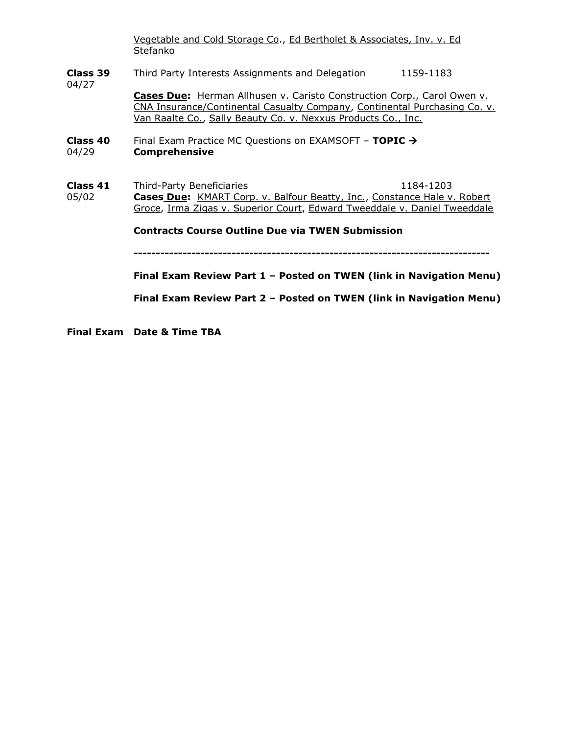Vegetable and Cold Storage Co., Ed Bertholet & Associates, Inv. v. Ed Stefanko

**Class 39** 04/27 — Third Party Interests Assignments and Delegation — 1159-1183

**Cases Due:** Herman Allhusen v. Caristo Construction Corp., Carol Owen v. CNA Insurance/Continental Casualty Company, Continental Purchasing Co. v. Van Raalte Co., Sally Beauty Co. v. Nexxus Products Co., Inc.

**Class 40** 04/29 — Final Exam Practice MC Questions on EXAMSOFT – **TOPIC → Comprehensive**

**Class 41** 05/02 — Third-Party Beneficiaries — 1184-1203

**Cases Due:** KMART Corp. v. Balfour Beatty, Inc., Constance Hale v. Robert Groce, Irma Zigas v. Superior Court, Edward Tweeddale v. Daniel Tweeddale

**Contracts Course Outline Due via TWEN Submission**

**-------------------------------------------------------------------------------**

**Final Exam Review Part 1 – Posted on TWEN (link in Navigation Menu)**

**Final Exam Review Part 2 – Posted on TWEN (link in Navigation Menu)**

**Final Exam Date & Time TBA**